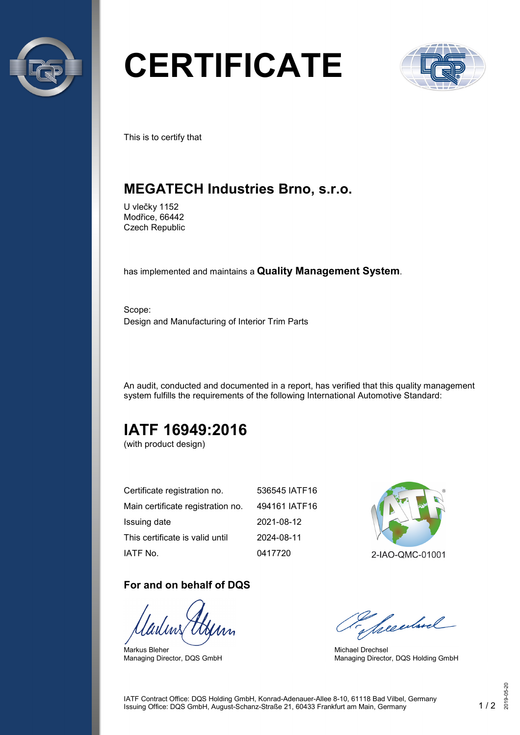# CERTIFICATE

This is to certify that

## MEGATECH Industries Brno, s.r.o.

U vlečky 1152
Modřice, 66442
Czech Republic

has implemented and maintains a **Quality Management System**.

Scope:
Design and Manufacturing of Interior Trim Parts

An audit, conducted and documented in a report, has verified that this quality management system fulfills the requirements of the following International Automotive Standard:

## IATF 16949:2016

(with product design)

| | |
|---|---|
| Certificate registration no. | 536545 IATF16 |
| Main certificate registration no. | 494161 IATF16 |
| Issuing date | 2021-08-12 |
| This certificate is valid until | 2024-08-11 |
| IATF No. | 0417720 |

2-IAO-QMC-01001

### For and on behalf of DQS

Markus Bleher
Managing Director, DQS GmbH

Michael Drechsel
Managing Director, DQS Holding GmbH

IATF Contract Office: DQS Holding GmbH, Konrad-Adenauer-Allee 8-10, 61118 Bad Vilbel, Germany
Issuing Office: DQS GmbH, August-Schanz-Straße 21, 60433 Frankfurt am Main, Germany

2019-05-20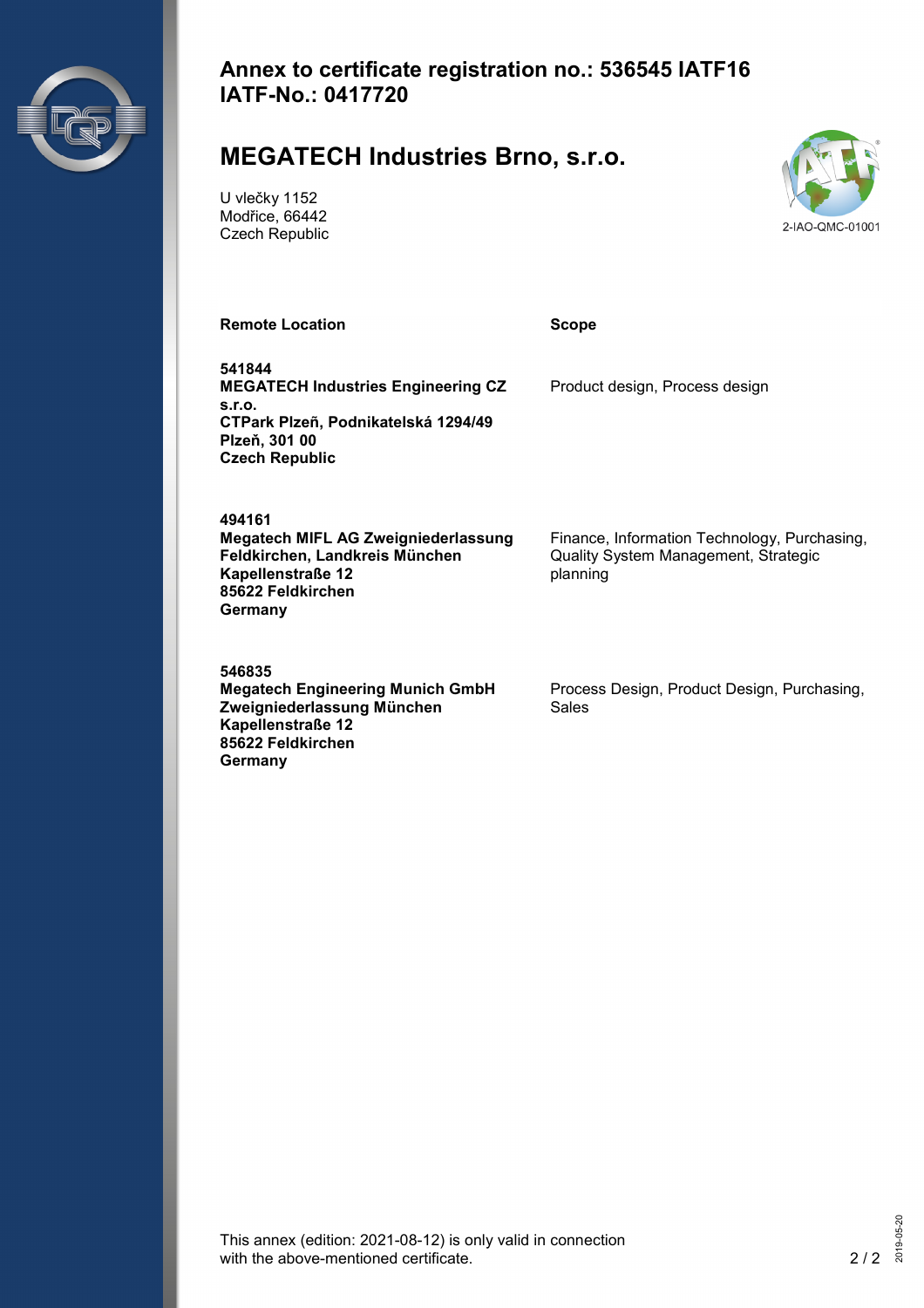## Annex to certificate registration no.: 536545 IATF16
## IATF-No.: 0417720

# MEGATECH Industries Brno, s.r.o.

U vlečky 1152
Modřice, 66442
Czech Republic

2-IAO-QMC-01001

| Remote Location | Scope |
|---|---|
| **541844**<br>**MEGATECH Industries Engineering CZ s.r.o.**<br>**CTPark Plzeň, Podnikatelská 1294/49**<br>**Plzeň, 301 00**<br>**Czech Republic** | Product design, Process design |
| **494161**<br>**Megatech MIFL AG Zweigniederlassung Feldkirchen, Landkreis München**<br>**Kapellenstraße 12**<br>**85622 Feldkirchen**<br>**Germany** | Finance, Information Technology, Purchasing, Quality System Management, Strategic planning |
| **546835**<br>**Megatech Engineering Munich GmbH Zweigniederlassung München**<br>**Kapellenstraße 12**<br>**85622 Feldkirchen**<br>**Germany** | Process Design, Product Design, Purchasing, Sales |

This annex (edition: 2021-08-12) is only valid in connection with the above-mentioned certificate.

2019-05-20